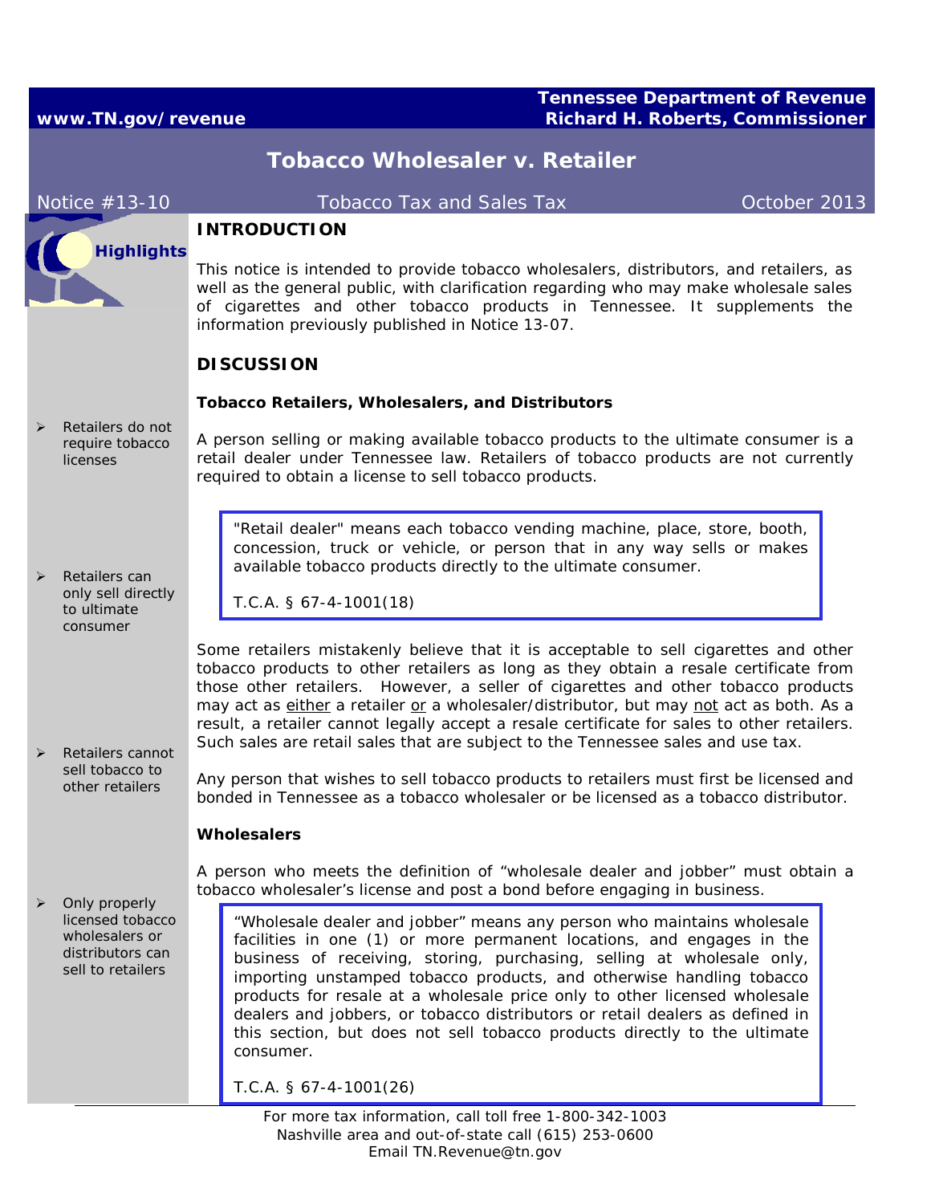www.TN.gov/revenue

**Tennessee Department of Revenue**
**Richard H. Roberts, Commissioner**

# Tobacco Wholesaler v. Retailer

Notice #13-10 | Tobacco Tax and Sales Tax | October 2013

**Highlights**

- Retailers do not require tobacco licenses
- Retailers can only sell directly to ultimate consumer
- Retailers cannot sell tobacco to other retailers
- Only properly licensed tobacco wholesalers or distributors can sell to retailers

## INTRODUCTION

This notice is intended to provide tobacco wholesalers, distributors, and retailers, as well as the general public, with clarification regarding who may make wholesale sales of cigarettes and other tobacco products in Tennessee. It supplements the information previously published in Notice 13-07.

## DISCUSSION

### Tobacco Retailers, Wholesalers, and Distributors

A person selling or making available tobacco products to the ultimate consumer is a retail dealer under Tennessee law. Retailers of tobacco products are not currently required to obtain a license to sell tobacco products.

> "Retail dealer" means each tobacco vending machine, place, store, booth, concession, truck or vehicle, or person that in any way sells or makes available tobacco products directly to the ultimate consumer.
>
> T.C.A. § 67-4-1001(18)

Some retailers mistakenly believe that it is acceptable to sell cigarettes and other tobacco products to other retailers as long as they obtain a resale certificate from those other retailers. However, a seller of cigarettes and other tobacco products may act as <u>either</u> a retailer <u>or</u> a wholesaler/distributor, but may <u>not</u> act as both. As a result, a retailer cannot legally accept a resale certificate for sales to other retailers. Such sales are retail sales that are subject to the Tennessee sales and use tax.

Any person that wishes to sell tobacco products to retailers must first be licensed and bonded in Tennessee as a tobacco wholesaler or be licensed as a tobacco distributor.

### Wholesalers

A person who meets the definition of "wholesale dealer and jobber" must obtain a tobacco wholesaler's license and post a bond before engaging in business.

> "Wholesale dealer and jobber" means any person who maintains wholesale facilities in one (1) or more permanent locations, and engages in the business of receiving, storing, purchasing, selling at wholesale only, importing unstamped tobacco products, and otherwise handling tobacco products for resale at a wholesale price only to other licensed wholesale dealers and jobbers, or tobacco distributors or retail dealers as defined in this section, but does not sell tobacco products directly to the ultimate consumer.
>
> T.C.A. § 67-4-1001(26)

For more tax information, call toll free 1-800-342-1003
Nashville area and out-of-state call (615) 253-0600
Email TN.Revenue@tn.gov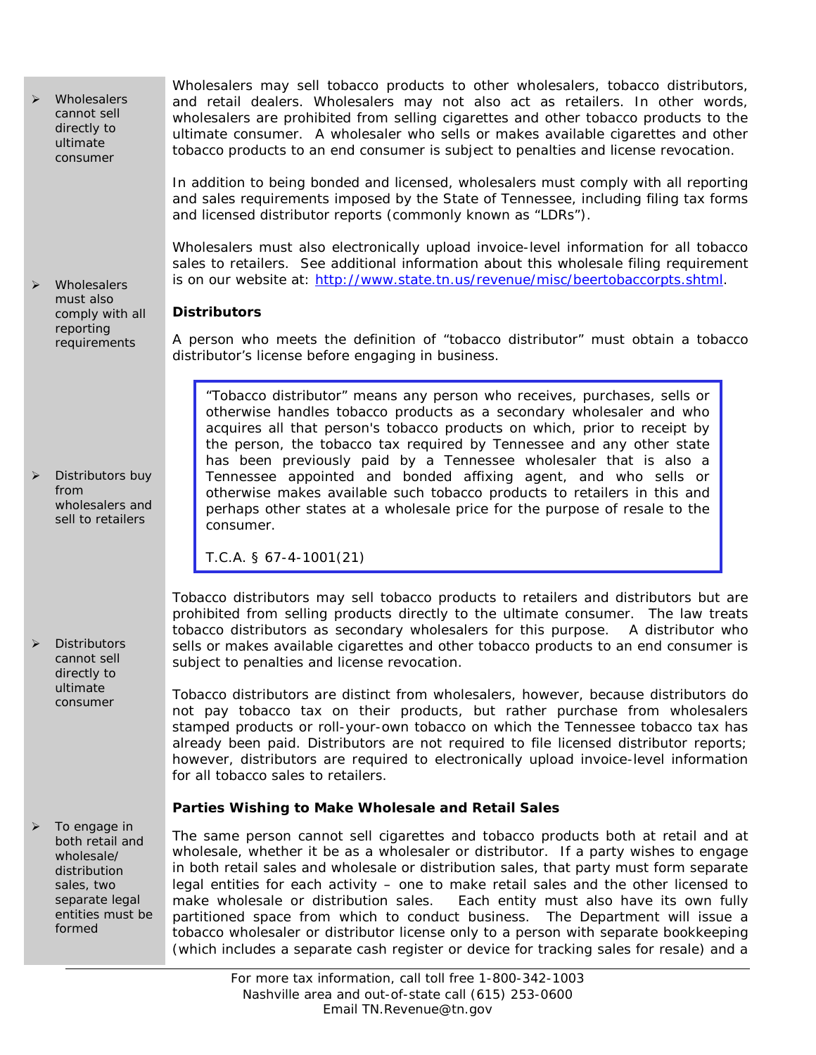> ➢ Wholesalers cannot sell directly to ultimate consumer

Wholesalers may sell tobacco products to other wholesalers, tobacco distributors, and retail dealers. Wholesalers may not also act as retailers. In other words, wholesalers are prohibited from selling cigarettes and other tobacco products to the ultimate consumer. A wholesaler who sells or makes available cigarettes and other tobacco products to an end consumer is subject to penalties and license revocation.

In addition to being bonded and licensed, wholesalers must comply with all reporting and sales requirements imposed by the State of Tennessee, including filing tax forms and licensed distributor reports (commonly known as "LDRs").

> ➢ Wholesalers must also comply with all reporting requirements

Wholesalers must also electronically upload invoice-level information for all tobacco sales to retailers. See additional information about this wholesale filing requirement is on our website at: [http://www.state.tn.us/revenue/misc/beertobaccorpts.shtml](http://www.state.tn.us/revenue/misc/beertobaccorpts.shtml).

**Distributors**

A person who meets the definition of "tobacco distributor" must obtain a tobacco distributor's license before engaging in business.

> ➢ Distributors buy from wholesalers and sell to retailers

> "Tobacco distributor" means any person who receives, purchases, sells or otherwise handles tobacco products as a secondary wholesaler and who acquires all that person's tobacco products on which, prior to receipt by the person, the tobacco tax required by Tennessee and any other state has been previously paid by a Tennessee wholesaler that is also a Tennessee appointed and bonded affixing agent, and who sells or otherwise makes available such tobacco products to retailers in this and perhaps other states at a wholesale price for the purpose of resale to the consumer.
>
> T.C.A. § 67-4-1001(21)

> ➢ Distributors cannot sell directly to ultimate consumer

Tobacco distributors may sell tobacco products to retailers and distributors but are prohibited from selling products directly to the ultimate consumer. The law treats tobacco distributors as secondary wholesalers for this purpose. A distributor who sells or makes available cigarettes and other tobacco products to an end consumer is subject to penalties and license revocation.

Tobacco distributors are distinct from wholesalers, however, because distributors do not pay tobacco tax on their products, but rather purchase from wholesalers stamped products or roll-your-own tobacco on which the Tennessee tobacco tax has already been paid. Distributors are not required to file licensed distributor reports; however, distributors are required to electronically upload invoice-level information for all tobacco sales to retailers.

**Parties Wishing to Make Wholesale and Retail Sales**

> ➢ To engage in both retail and wholesale/ distribution sales, two separate legal entities must be formed

The same person cannot sell cigarettes and tobacco products both at retail and at wholesale, whether it be as a wholesaler or distributor. If a party wishes to engage in both retail sales and wholesale or distribution sales, that party must form separate legal entities for each activity – one to make retail sales and the other licensed to make wholesale or distribution sales. Each entity must also have its own fully partitioned space from which to conduct business. The Department will issue a tobacco wholesaler or distributor license only to a person with separate bookkeeping (which includes a separate cash register or device for tracking sales for resale) and a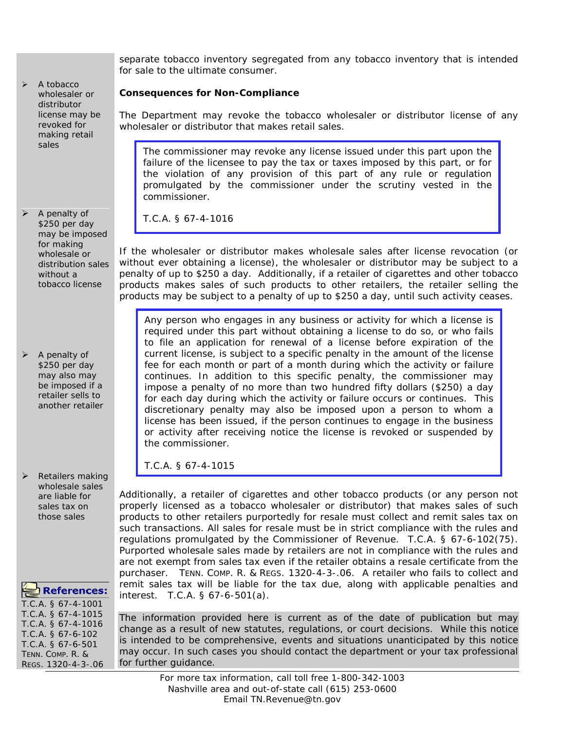separate tobacco inventory segregated from any tobacco inventory that is intended for sale to the ultimate consumer.

- A tobacco wholesaler or distributor license may be revoked for making retail sales

**Consequences for Non-Compliance**

The Department may revoke the tobacco wholesaler or distributor license of any wholesaler or distributor that makes retail sales.

> The commissioner may revoke any license issued under this part upon the failure of the licensee to pay the tax or taxes imposed by this part, or for the violation of any provision of this part of any rule or regulation promulgated by the commissioner under the scrutiny vested in the commissioner.
>
> T.C.A. § 67-4-1016

- A penalty of $250 per day may be imposed for making wholesale or distribution sales without a tobacco license

If the wholesaler or distributor makes wholesale sales after license revocation (or without ever obtaining a license), the wholesaler or distributor may be subject to a penalty of up to $250 a day. Additionally, if a retailer of cigarettes and other tobacco products makes sales of such products to other retailers, the retailer selling the products may be subject to a penalty of up to $250 a day, until such activity ceases.

- A penalty of $250 per day may also may be imposed if a retailer sells to another retailer

> Any person who engages in any business or activity for which a license is required under this part without obtaining a license to do so, or who fails to file an application for renewal of a license before expiration of the current license, is subject to a specific penalty in the amount of the license fee for each month or part of a month during which the activity or failure continues. In addition to this specific penalty, the commissioner may impose a penalty of no more than two hundred fifty dollars ($250) a day for each day during which the activity or failure occurs or continues. This discretionary penalty may also be imposed upon a person to whom a license has been issued, if the person continues to engage in the business or activity after receiving notice the license is revoked or suspended by the commissioner.
>
> T.C.A. § 67-4-1015

- Retailers making wholesale sales are liable for sales tax on those sales

Additionally, a retailer of cigarettes and other tobacco products (or any person not properly licensed as a tobacco wholesaler or distributor) that makes sales of such products to other retailers purportedly for resale must collect and remit sales tax on such transactions. All sales for resale must be in strict compliance with the rules and regulations promulgated by the Commissioner of Revenue. T.C.A. § 67-6-102(75). Purported wholesale sales made by retailers are not in compliance with the rules and are not exempt from sales tax even if the retailer obtains a resale certificate from the purchaser. TENN. COMP. R. & REGS. 1320-4-3-.06. A retailer who fails to collect and remit sales tax will be liable for the tax due, along with applicable penalties and interest. T.C.A. § 67-6-501(a).

**References:**

T.C.A. § 67-4-1001
T.C.A. § 67-4-1015
T.C.A. § 67-4-1016
T.C.A. § 67-6-102
T.C.A. § 67-6-501
TENN. COMP. R. & REGS. 1320-4-3-.06

The information provided here is current as of the date of publication but may change as a result of new statutes, regulations, or court decisions. While this notice is intended to be comprehensive, events and situations unanticipated by this notice may occur. In such cases you should contact the department or your tax professional for further guidance.

For more tax information, call toll free 1-800-342-1003
Nashville area and out-of-state call (615) 253-0600
Email TN.Revenue@tn.gov